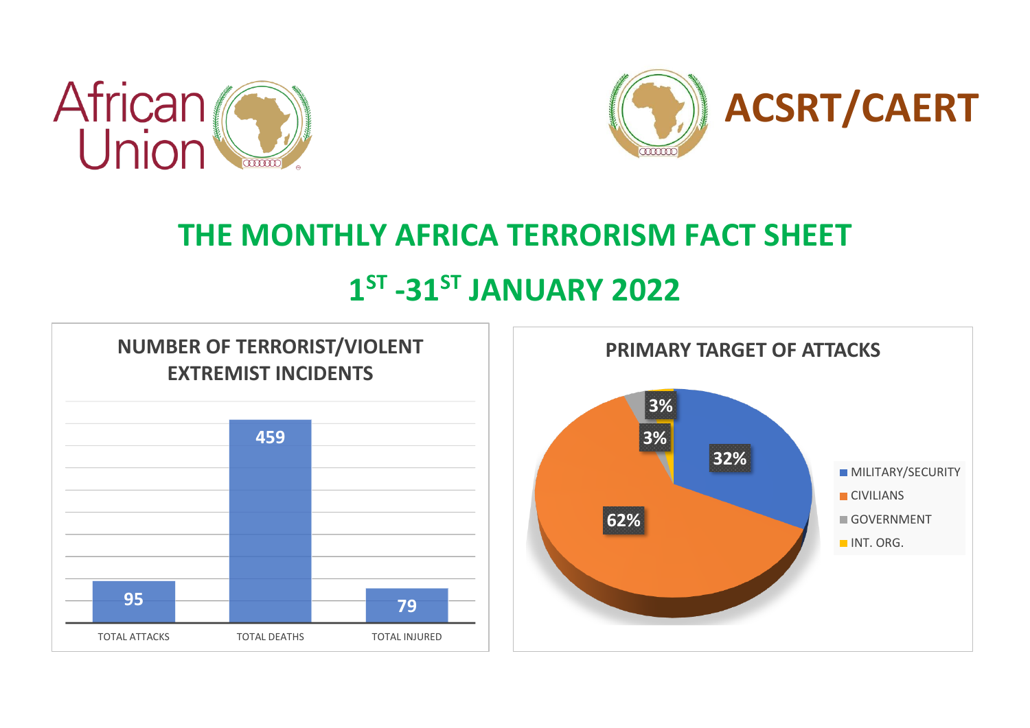African Union

ACSRT/CAERT

# THE MONTHLY AFRICA TERRORISM FACT SHEET

## 1ST -31ST JANUARY 2022

**NUMBER OF TERRORIST/VIOLENT EXTREMIST INCIDENTS**

95

459

79

TOTAL ATTACKS

TOTAL DEATHS

TOTAL INJURED

**PRIMARY TARGET OF ATTACKS**

3%

3%

32%

62%

MILITARY/SECURITY

CIVILIANS

GOVERNMENT

INT. ORG.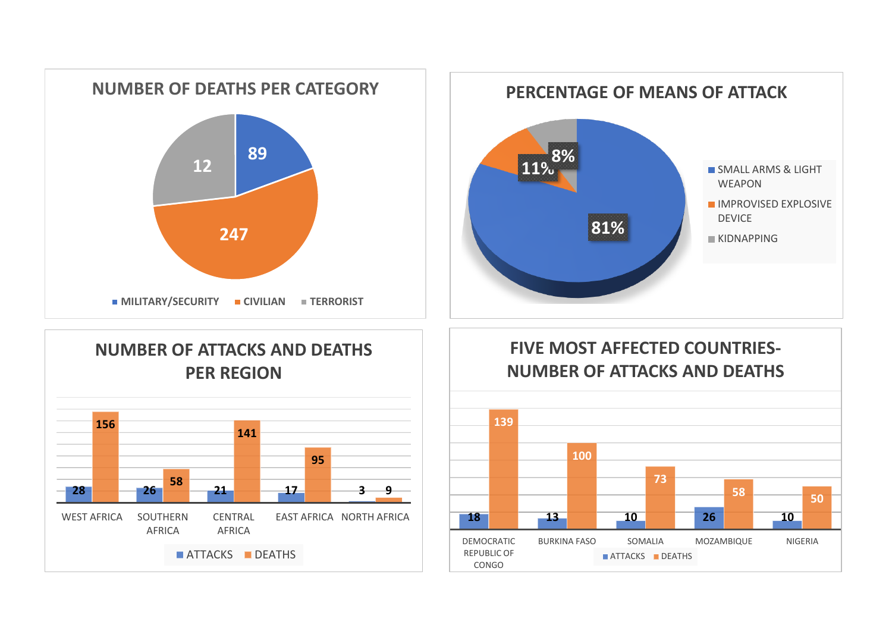## NUMBER OF DEATHS PER CATEGORY

89

247

12

MILITARY/SECURITY CIVILIAN TERRORIST

## PERCENTAGE OF MEANS OF ATTACK

81%

11%

8%

SMALL ARMS & LIGHT WEAPON

IMPROVISED EXPLOSIVE DEVICE

KIDNAPPING

## NUMBER OF ATTACKS AND DEATHS PER REGION

WEST AFRICA 28 156

SOUTHERN AFRICA 26 58

CENTRAL AFRICA 21 141

EAST AFRICA 17 95

NORTH AFRICA 3 9

ATTACKS DEATHS

## FIVE MOST AFFECTED COUNTRIES- NUMBER OF ATTACKS AND DEATHS

DEMOCRATIC REPUBLIC OF CONGO 18 139

BURKINA FASO 13 100

SOMALIA 10 73

MOZAMBIQUE 26 58

NIGERIA 10 50

ATTACKS DEATHS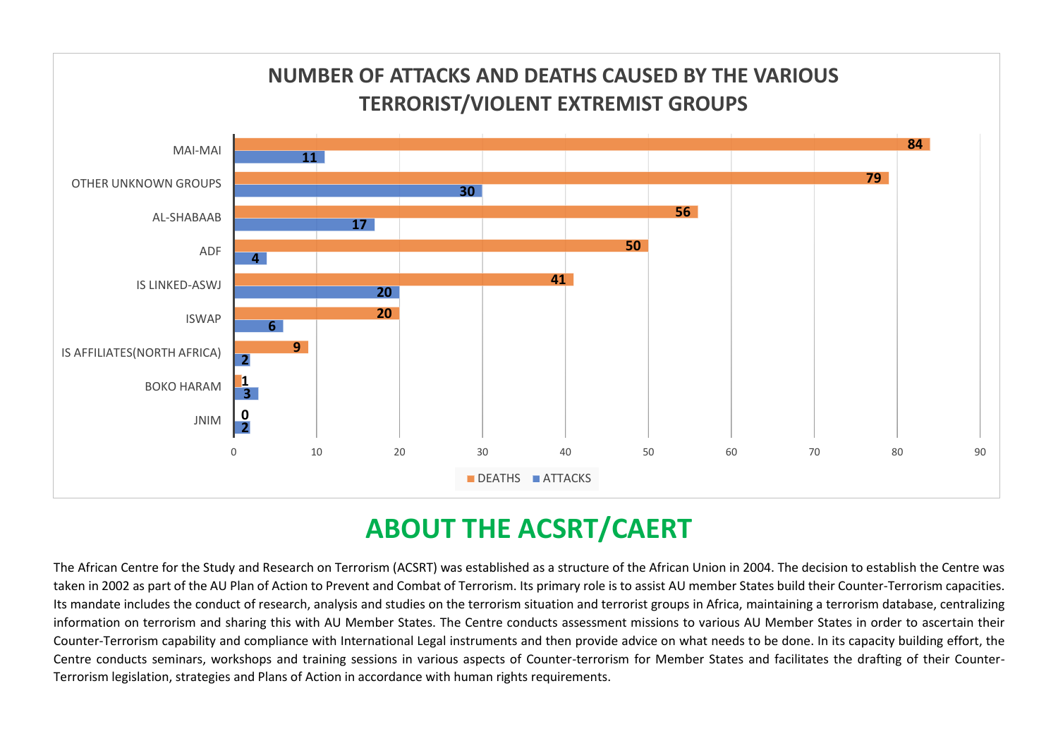NUMBER OF ATTACKS AND DEATHS CAUSED BY THE VARIOUS TERRORIST/VIOLENT EXTREMIST GROUPS

MAI-MAI 84 11

OTHER UNKNOWN GROUPS 79 30

AL-SHABAAB 56 17

ADF 50 4

IS LINKED-ASWJ 41 20

ISWAP 20 6

IS AFFILIATES(NORTH AFRICA) 9 2

BOKO HARAM 1 3

JNIM 0 2

0 10 20 30 40 50 60 70 80 90

DEATHS ATTACKS

# ABOUT THE ACSRT/CAERT

The African Centre for the Study and Research on Terrorism (ACSRT) was established as a structure of the African Union in 2004. The decision to establish the Centre was taken in 2002 as part of the AU Plan of Action to Prevent and Combat of Terrorism. Its primary role is to assist AU member States build their Counter-Terrorism capacities. Its mandate includes the conduct of research, analysis and studies on the terrorism situation and terrorist groups in Africa, maintaining a terrorism database, centralizing information on terrorism and sharing this with AU Member States. The Centre conducts assessment missions to various AU Member States in order to ascertain their Counter-Terrorism capability and compliance with International Legal instruments and then provide advice on what needs to be done. In its capacity building effort, the Centre conducts seminars, workshops and training sessions in various aspects of Counter-terrorism for Member States and facilitates the drafting of their Counter-Terrorism legislation, strategies and Plans of Action in accordance with human rights requirements.